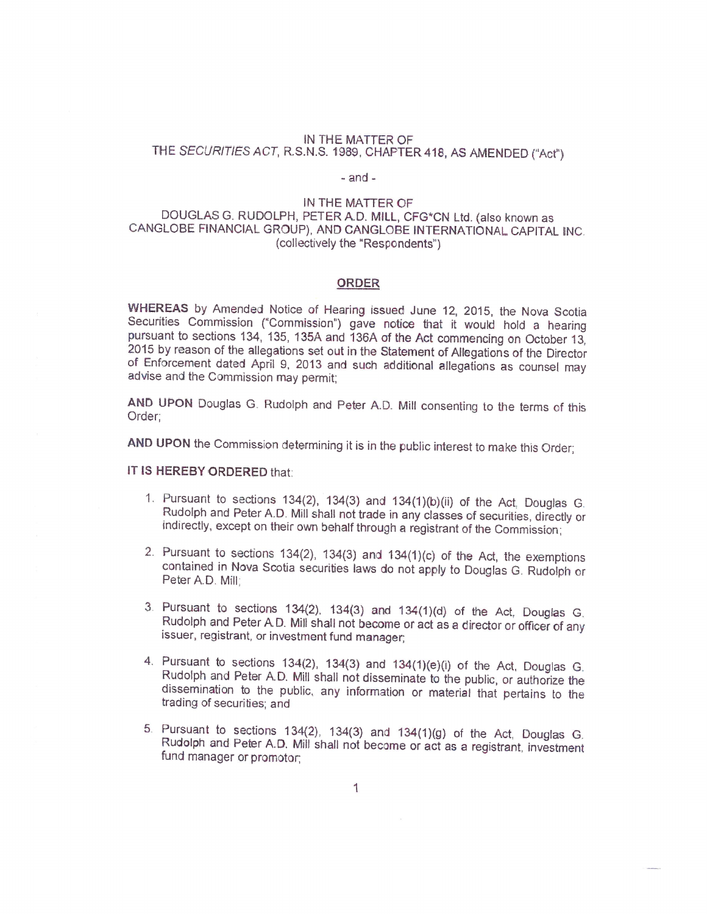IN THE MATTER OF
THE *SECURITIES ACT*, R.S.N.S. 1989, CHAPTER 418, AS AMENDED ("Act")

- and -

IN THE MATTER OF
DOUGLAS G. RUDOLPH, PETER A.D. MILL, CFG*CN Ltd. (also known as CANGLOBE FINANCIAL GROUP), AND CANGLOBE INTERNATIONAL CAPITAL INC. (collectively the "Respondents")

## ORDER

**WHEREAS** by Amended Notice of Hearing issued June 12, 2015, the Nova Scotia Securities Commission ("Commission") gave notice that it would hold a hearing pursuant to sections 134, 135, 135A and 136A of the Act commencing on October 13, 2015 by reason of the allegations set out in the Statement of Allegations of the Director of Enforcement dated April 9, 2013 and such additional allegations as counsel may advise and the Commission may permit;

**AND UPON** Douglas G. Rudolph and Peter A.D. Mill consenting to the terms of this Order;

**AND UPON** the Commission determining it is in the public interest to make this Order;

**IT IS HEREBY ORDERED** that:

1. Pursuant to sections 134(2), 134(3) and 134(1)(b)(ii) of the Act, Douglas G. Rudolph and Peter A.D. Mill shall not trade in any classes of securities, directly or indirectly, except on their own behalf through a registrant of the Commission;
2. Pursuant to sections 134(2), 134(3) and 134(1)(c) of the Act, the exemptions contained in Nova Scotia securities laws do not apply to Douglas G. Rudolph or Peter A.D. Mill;
3. Pursuant to sections 134(2), 134(3) and 134(1)(d) of the Act, Douglas G. Rudolph and Peter A.D. Mill shall not become or act as a director or officer of any issuer, registrant, or investment fund manager;
4. Pursuant to sections 134(2), 134(3) and 134(1)(e)(i) of the Act, Douglas G. Rudolph and Peter A.D. Mill shall not disseminate to the public, or authorize the dissemination to the public, any information or material that pertains to the trading of securities; and
5. Pursuant to sections 134(2), 134(3) and 134(1)(g) of the Act, Douglas G. Rudolph and Peter A.D. Mill shall not become or act as a registrant, investment fund manager or promotor;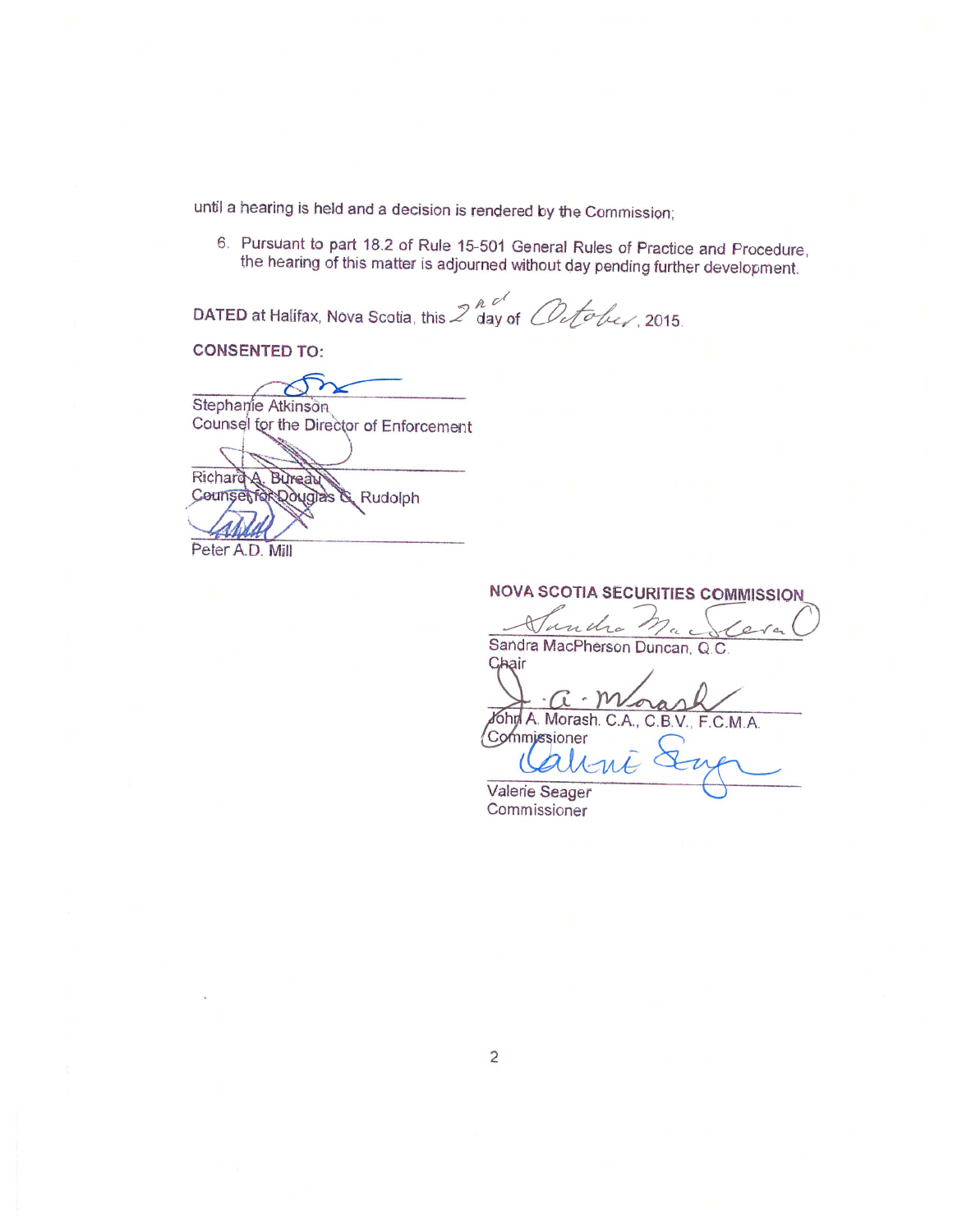until a hearing is held and a decision is rendered by the Commission;

6. Pursuant to part 18.2 of Rule 15-501 General Rules of Practice and Procedure, the hearing of this matter is adjourned without day pending further development.

DATED at Halifax, Nova Scotia, this 2nd day of October, 2015.

**CONSENTED TO:**

Stephanie Atkinson
Counsel for the Director of Enforcement

Richard A. Bureau
Counsel for Douglas G. Rudolph

Peter A.D. Mill

**NOVA SCOTIA SECURITIES COMMISSION**

Sandra MacPherson Duncan, Q.C.
Chair

John A. Morash, C.A., C.B.V., F.C.M.A.
Commissioner

Valerie Seager
Commissioner